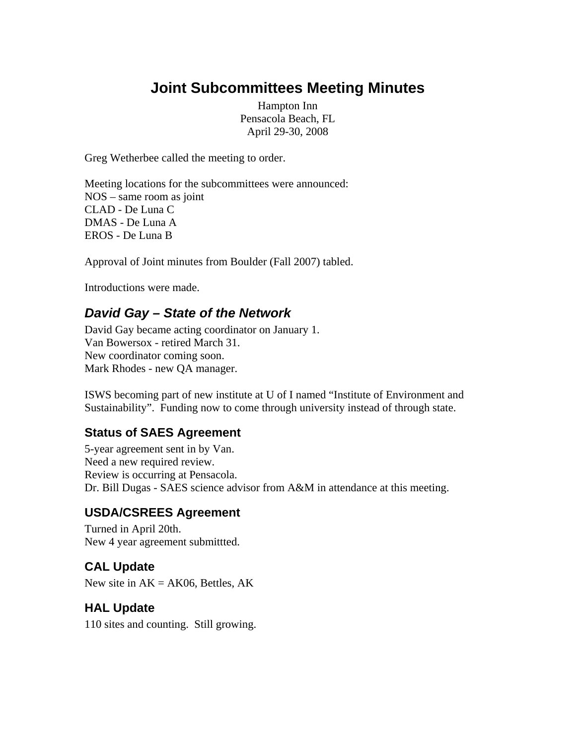# Joint Subcommittees Meeting Minutes

Hampton Inn
Pensacola Beach, FL
April 29-30, 2008

Greg Wetherbee called the meeting to order.

Meeting locations for the subcommittees were announced:
NOS – same room as joint
CLAD - De Luna C
DMAS - De Luna A
EROS - De Luna B

Approval of Joint minutes from Boulder (Fall 2007) tabled.

Introductions were made.

## *David Gay – State of the Network*

David Gay became acting coordinator on January 1.
Van Bowersox - retired March 31.
New coordinator coming soon.
Mark Rhodes - new QA manager.

ISWS becoming part of new institute at U of I named "Institute of Environment and Sustainability". Funding now to come through university instead of through state.

### Status of SAES Agreement

5-year agreement sent in by Van.
Need a new required review.
Review is occurring at Pensacola.
Dr. Bill Dugas - SAES science advisor from A&M in attendance at this meeting.

### USDA/CSREES Agreement

Turned in April 20th.
New 4 year agreement submittted.

### CAL Update

New site in AK = AK06, Bettles, AK

### HAL Update

110 sites and counting. Still growing.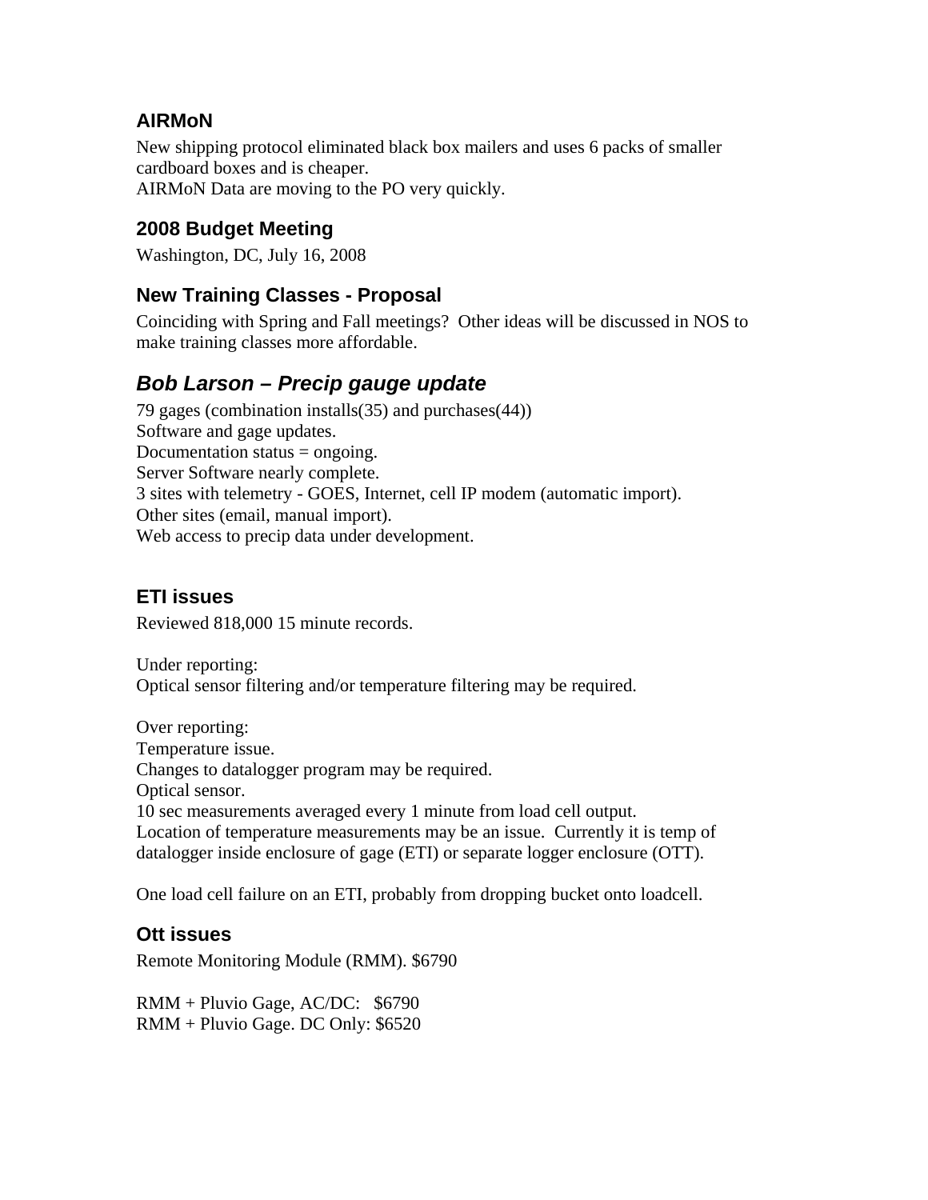### AIRMoN

New shipping protocol eliminated black box mailers and uses 6 packs of smaller cardboard boxes and is cheaper.
AIRMoN Data are moving to the PO very quickly.

### 2008 Budget Meeting

Washington, DC, July 16, 2008

### New Training Classes - Proposal

Coinciding with Spring and Fall meetings? Other ideas will be discussed in NOS to make training classes more affordable.

## *Bob Larson – Precip gauge update*

79 gages (combination installs(35) and purchases(44))
Software and gage updates.
Documentation status = ongoing.
Server Software nearly complete.
3 sites with telemetry - GOES, Internet, cell IP modem (automatic import).
Other sites (email, manual import).
Web access to precip data under development.

### ETI issues

Reviewed 818,000 15 minute records.

Under reporting:
Optical sensor filtering and/or temperature filtering may be required.

Over reporting:
Temperature issue.
Changes to datalogger program may be required.
Optical sensor.
10 sec measurements averaged every 1 minute from load cell output.
Location of temperature measurements may be an issue. Currently it is temp of datalogger inside enclosure of gage (ETI) or separate logger enclosure (OTT).

One load cell failure on an ETI, probably from dropping bucket onto loadcell.

### Ott issues

Remote Monitoring Module (RMM). $6790

RMM + Pluvio Gage, AC/DC: $6790
RMM + Pluvio Gage. DC Only: $6520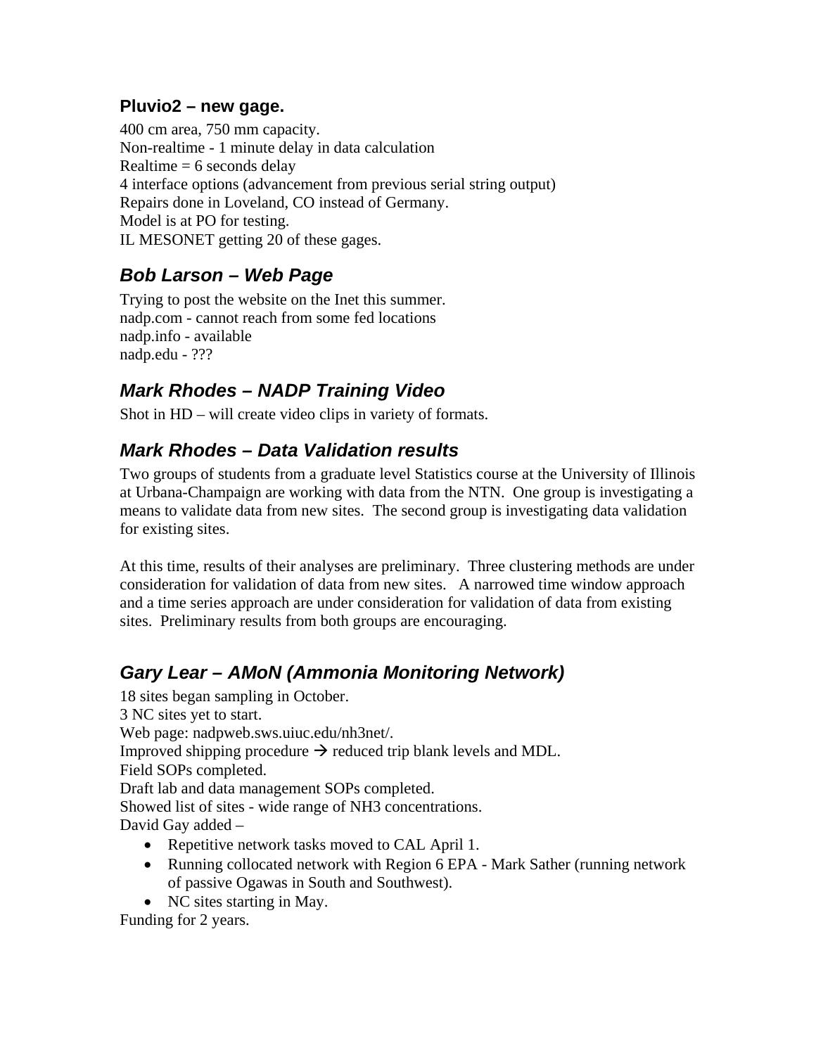### **Pluvio2 – new gage.**

400 cm area, 750 mm capacity.
Non-realtime - 1 minute delay in data calculation
Realtime = 6 seconds delay
4 interface options (advancement from previous serial string output)
Repairs done in Loveland, CO instead of Germany.
Model is at PO for testing.
IL MESONET getting 20 of these gages.

## ***Bob Larson – Web Page***

Trying to post the website on the Inet this summer.
nadp.com - cannot reach from some fed locations
nadp.info - available
nadp.edu - ???

## ***Mark Rhodes – NADP Training Video***

Shot in HD – will create video clips in variety of formats.

## ***Mark Rhodes – Data Validation results***

Two groups of students from a graduate level Statistics course at the University of Illinois at Urbana-Champaign are working with data from the NTN. One group is investigating a means to validate data from new sites. The second group is investigating data validation for existing sites.

At this time, results of their analyses are preliminary. Three clustering methods are under consideration for validation of data from new sites. A narrowed time window approach and a time series approach are under consideration for validation of data from existing sites. Preliminary results from both groups are encouraging.

## ***Gary Lear – AMoN (Ammonia Monitoring Network)***

18 sites began sampling in October.
3 NC sites yet to start.
Web page: nadpweb.sws.uiuc.edu/nh3net/.
Improved shipping procedure → reduced trip blank levels and MDL.
Field SOPs completed.
Draft lab and data management SOPs completed.
Showed list of sites - wide range of $NH_3$ concentrations.
David Gay added –

- Repetitive network tasks moved to CAL April 1.
- Running collocated network with Region 6 EPA - Mark Sather (running network of passive Ogawas in South and Southwest).
- NC sites starting in May.

Funding for 2 years.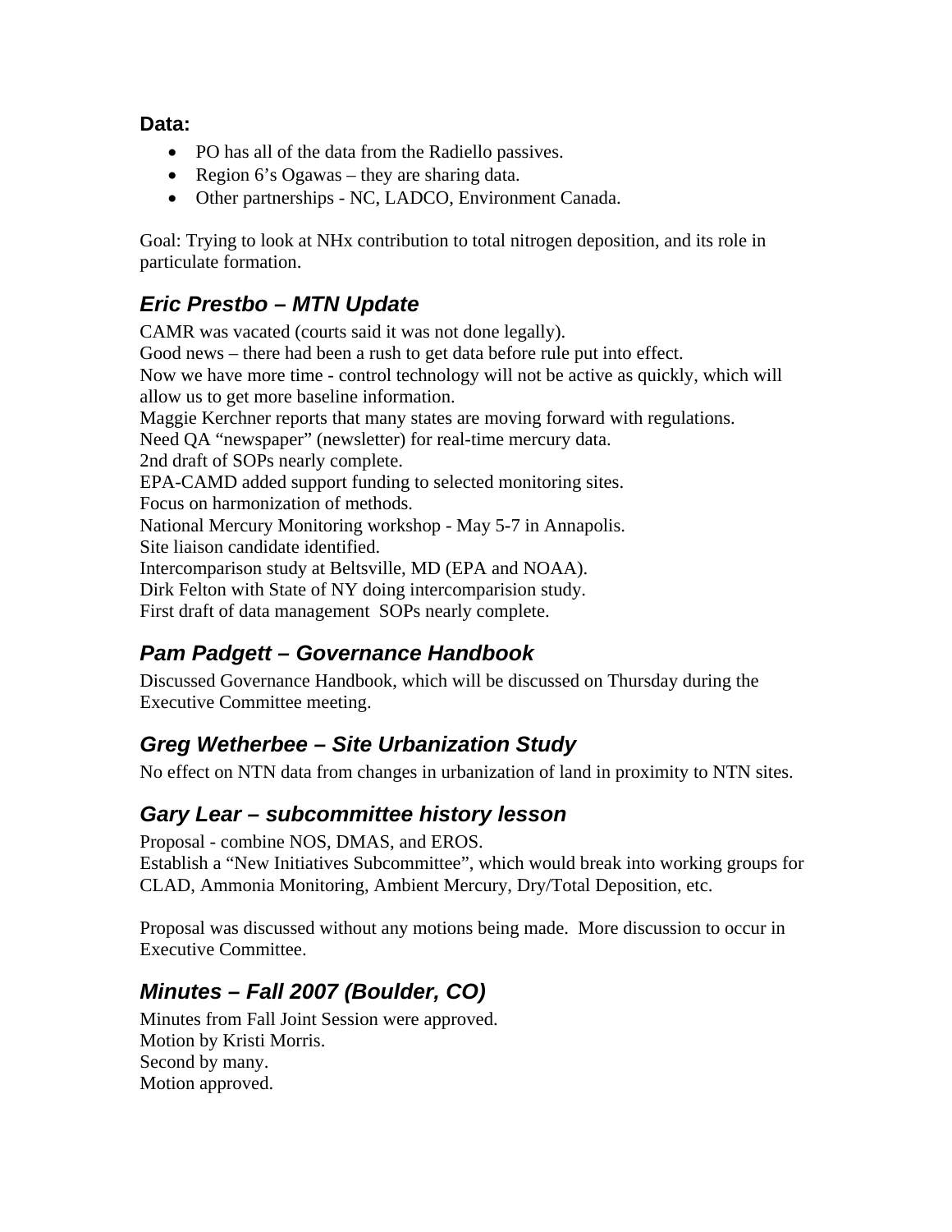**Data:**

- PO has all of the data from the Radiello passives.
- Region 6's Ogawas – they are sharing data.
- Other partnerships - NC, LADCO, Environment Canada.

Goal: Trying to look at NHx contribution to total nitrogen deposition, and its role in particulate formation.

## *Eric Prestbo – MTN Update*

CAMR was vacated (courts said it was not done legally).
Good news – there had been a rush to get data before rule put into effect.
Now we have more time - control technology will not be active as quickly, which will allow us to get more baseline information.
Maggie Kerchner reports that many states are moving forward with regulations.
Need QA "newspaper" (newsletter) for real-time mercury data.
2nd draft of SOPs nearly complete.
EPA-CAMD added support funding to selected monitoring sites.
Focus on harmonization of methods.
National Mercury Monitoring workshop - May 5-7 in Annapolis.
Site liaison candidate identified.
Intercomparison study at Beltsville, MD (EPA and NOAA).
Dirk Felton with State of NY doing intercomparisision study.
First draft of data management SOPs nearly complete.

## *Pam Padgett – Governance Handbook*

Discussed Governance Handbook, which will be discussed on Thursday during the Executive Committee meeting.

## *Greg Wetherbee – Site Urbanization Study*

No effect on NTN data from changes in urbanization of land in proximity to NTN sites.

## *Gary Lear – subcommittee history lesson*

Proposal - combine NOS, DMAS, and EROS.
Establish a "New Initiatives Subcommittee", which would break into working groups for CLAD, Ammonia Monitoring, Ambient Mercury, Dry/Total Deposition, etc.

Proposal was discussed without any motions being made. More discussion to occur in Executive Committee.

## *Minutes – Fall 2007 (Boulder, CO)*

Minutes from Fall Joint Session were approved.
Motion by Kristi Morris.
Second by many.
Motion approved.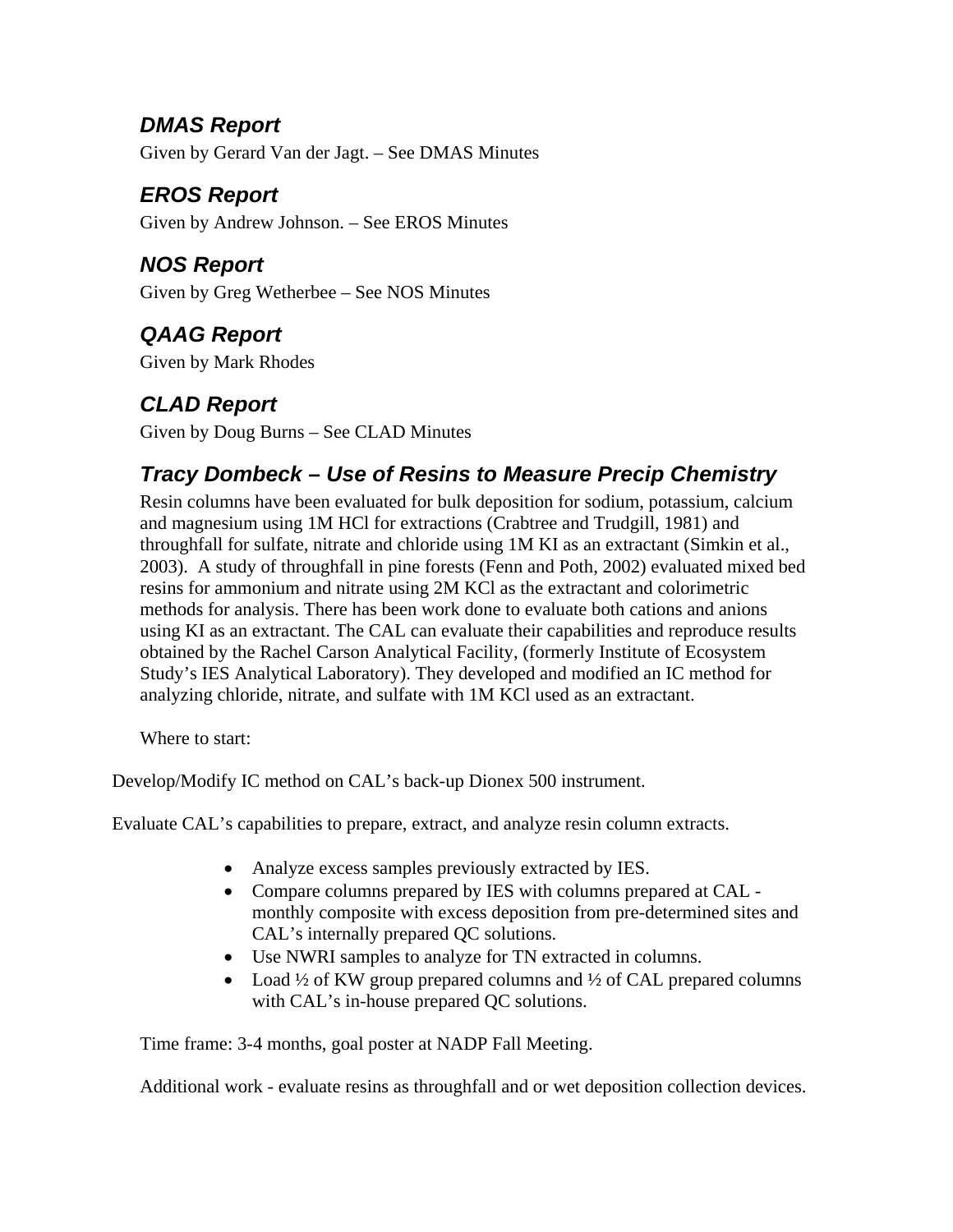## *DMAS Report*

Given by Gerard Van der Jagt. – See DMAS Minutes

## *EROS Report*

Given by Andrew Johnson. – See EROS Minutes

## *NOS Report*

Given by Greg Wetherbee – See NOS Minutes

## *QAAG Report*

Given by Mark Rhodes

## *CLAD Report*

Given by Doug Burns – See CLAD Minutes

## *Tracy Dombeck – Use of Resins to Measure Precip Chemistry*

Resin columns have been evaluated for bulk deposition for sodium, potassium, calcium and magnesium using 1M HCl for extractions (Crabtree and Trudgill, 1981) and throughfall for sulfate, nitrate and chloride using 1M KI as an extractant (Simkin et al., 2003). A study of throughfall in pine forests (Fenn and Poth, 2002) evaluated mixed bed resins for ammonium and nitrate using 2M KCl as the extractant and colorimetric methods for analysis. There has been work done to evaluate both cations and anions using KI as an extractant. The CAL can evaluate their capabilities and reproduce results obtained by the Rachel Carson Analytical Facility, (formerly Institute of Ecosystem Study's IES Analytical Laboratory). They developed and modified an IC method for analyzing chloride, nitrate, and sulfate with 1M KCl used as an extractant.

Where to start:

Develop/Modify IC method on CAL's back-up Dionex 500 instrument.

Evaluate CAL's capabilities to prepare, extract, and analyze resin column extracts.

- Analyze excess samples previously extracted by IES.
- Compare columns prepared by IES with columns prepared at CAL - monthly composite with excess deposition from pre-determined sites and CAL's internally prepared QC solutions.
- Use NWRI samples to analyze for TN extracted in columns.
- Load ½ of KW group prepared columns and ½ of CAL prepared columns with CAL's in-house prepared QC solutions.

Time frame: 3-4 months, goal poster at NADP Fall Meeting.

Additional work - evaluate resins as throughfall and or wet deposition collection devices.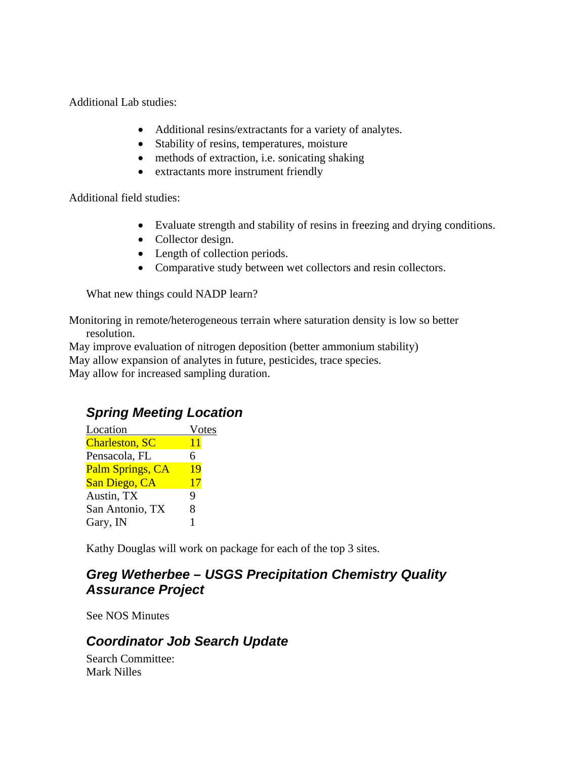Additional Lab studies:

- Additional resins/extractants for a variety of analytes.
- Stability of resins, temperatures, moisture
- methods of extraction, i.e. sonicating shaking
- extractants more instrument friendly

Additional field studies:

- Evaluate strength and stability of resins in freezing and drying conditions.
- Collector design.
- Length of collection periods.
- Comparative study between wet collectors and resin collectors.

What new things could NADP learn?

Monitoring in remote/heterogeneous terrain where saturation density is low so better resolution.
May improve evaluation of nitrogen deposition (better ammonium stability)
May allow expansion of analytes in future, pesticides, trace species.
May allow for increased sampling duration.

## *Spring Meeting Location*

| Location | Votes |
|---|---|
| Charleston, SC | 11 |
| Pensacola, FL | 6 |
| Palm Springs, CA | 19 |
| San Diego, CA | 17 |
| Austin, TX | 9 |
| San Antonio, TX | 8 |
| Gary, IN | 1 |

Kathy Douglas will work on package for each of the top 3 sites.

## *Greg Wetherbee – USGS Precipitation Chemistry Quality Assurance Project*

See NOS Minutes

## *Coordinator Job Search Update*

Search Committee:
Mark Nilles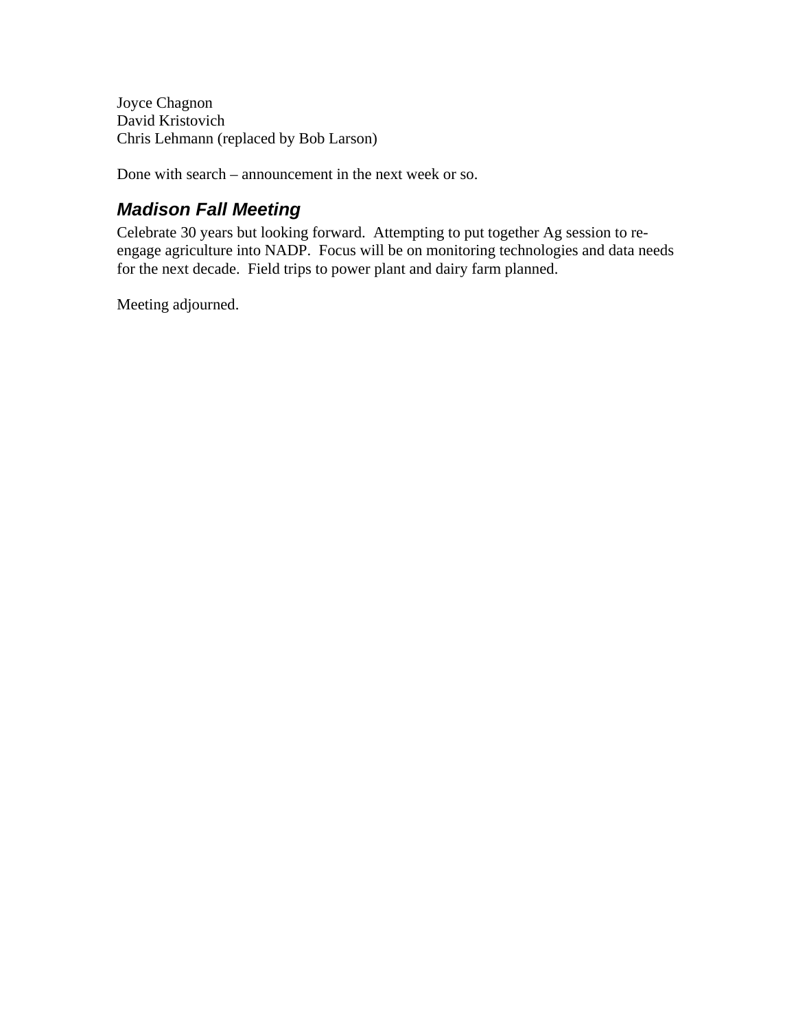Joyce Chagnon
David Kristovich
Chris Lehmann (replaced by Bob Larson)

Done with search – announcement in the next week or so.

## ***Madison Fall Meeting***

Celebrate 30 years but looking forward. Attempting to put together Ag session to re-engage agriculture into NADP. Focus will be on monitoring technologies and data needs for the next decade. Field trips to power plant and dairy farm planned.

Meeting adjourned.